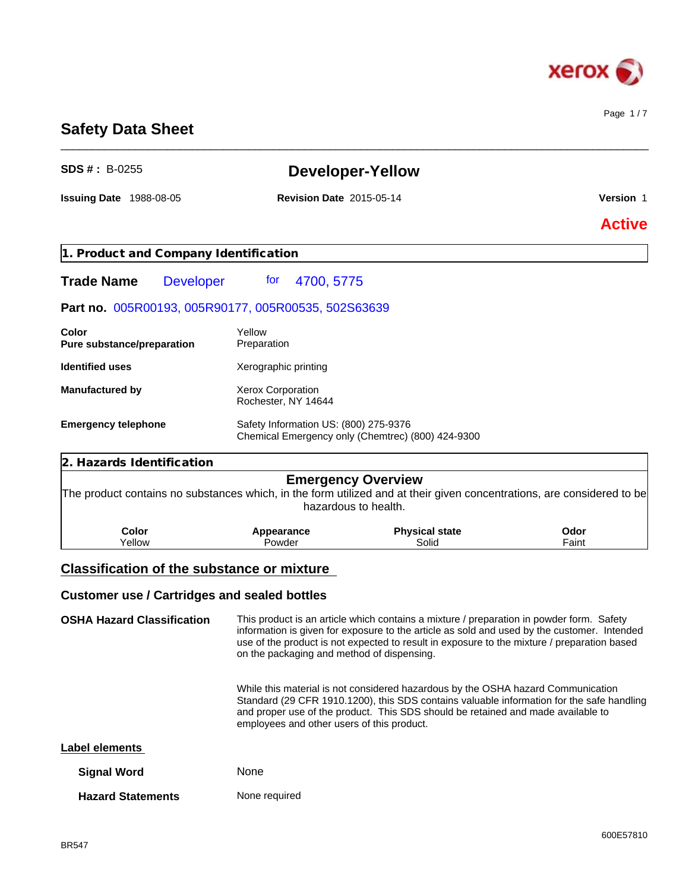# Safety Data Sheet

**SDS # :** B-0255

## Developer-Yellow

**Issuing Date** 1988-08-05 **Revision Date** 2015-05-14 **Version** 1

**Active**

## 1. Product and Company Identification

**Trade Name** Developer for 4700, 5775

**Part no.** 005R00193, 005R90177, 005R00535, 502S63639

| | |
|---|---|
| **Color** | Yellow |
| **Pure substance/preparation** | Preparation |
| **Identified uses** | Xerographic printing |
| **Manufactured by** | Xerox Corporation<br>Rochester, NY 14644 |
| **Emergency telephone** | Safety Information US: (800) 275-9376<br>Chemical Emergency only (Chemtrec) (800) 424-9300 |

## 2. Hazards Identification

### Emergency Overview

The product contains no substances which, in the form utilized and at their given concentrations, are considered to be hazardous to health.

| Color | Appearance | Physical state | Odor |
|---|---|---|---|
| Yellow | Powder | Solid | Faint |

## Classification of the substance or mixture

### Customer use / Cartridges and sealed bottles

**OSHA Hazard Classification**

This product is an article which contains a mixture / preparation in powder form. Safety information is given for exposure to the article as sold and used by the customer. Intended use of the product is not expected to result in exposure to the mixture / preparation based on the packaging and method of dispensing.

While this material is not considered hazardous by the OSHA hazard Communication Standard (29 CFR 1910.1200), this SDS contains valuable information for the safe handling and proper use of the product. This SDS should be retained and made available to employees and other users of this product.

**Label elements**

| | |
|---|---|
| **Signal Word** | None |
| **Hazard Statements** | None required |

600E57810

BR547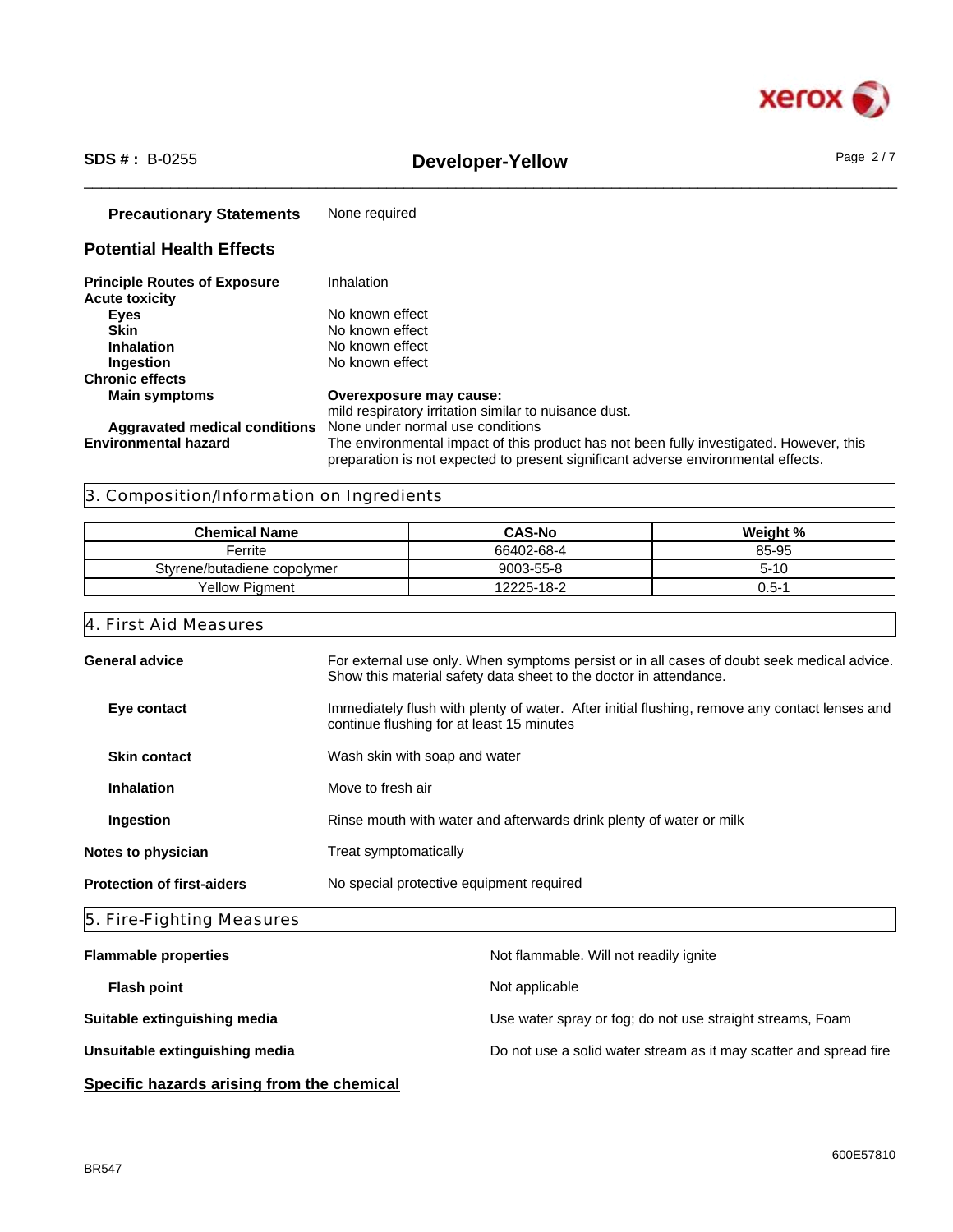**Precautionary Statements** None required

## Potential Health Effects

**Principle Routes of Exposure** Inhalation

**Acute toxicity**

- **Eyes** No known effect
- **Skin** No known effect
- **Inhalation** No known effect
- **Ingestion** No known effect

**Chronic effects**

- **Main symptoms** **Overexposure may cause:** mild respiratory irritation similar to nuisance dust.
- **Aggravated medical conditions** None under normal use conditions

**Environmental hazard** The environmental impact of this product has not been fully investigated. However, this preparation is not expected to present significant adverse environmental effects.

## 3. Composition/Information on Ingredients

| Chemical Name | CAS-No | Weight % |
| --- | --- | --- |
| Ferrite | 66402-68-4 | 85-95 |
| Styrene/butadiene copolymer | 9003-55-8 | 5-10 |
| Yellow Pigment | 12225-18-2 | 0.5-1 |

## 4. First Aid Measures

**General advice** For external use only. When symptoms persist or in all cases of doubt seek medical advice. Show this material safety data sheet to the doctor in attendance.

**Eye contact** Immediately flush with plenty of water. After initial flushing, remove any contact lenses and continue flushing for at least 15 minutes

**Skin contact** Wash skin with soap and water

**Inhalation** Move to fresh air

**Ingestion** Rinse mouth with water and afterwards drink plenty of water or milk

**Notes to physician** Treat symptomatically

**Protection of first-aiders** No special protective equipment required

## 5. Fire-Fighting Measures

**Flammable properties** Not flammable. Will not readily ignite

**Flash point** Not applicable

**Suitable extinguishing media** Use water spray or fog; do not use straight streams, Foam

**Unsuitable extinguishing media** Do not use a solid water stream as it may scatter and spread fire

**Specific hazards arising from the chemical**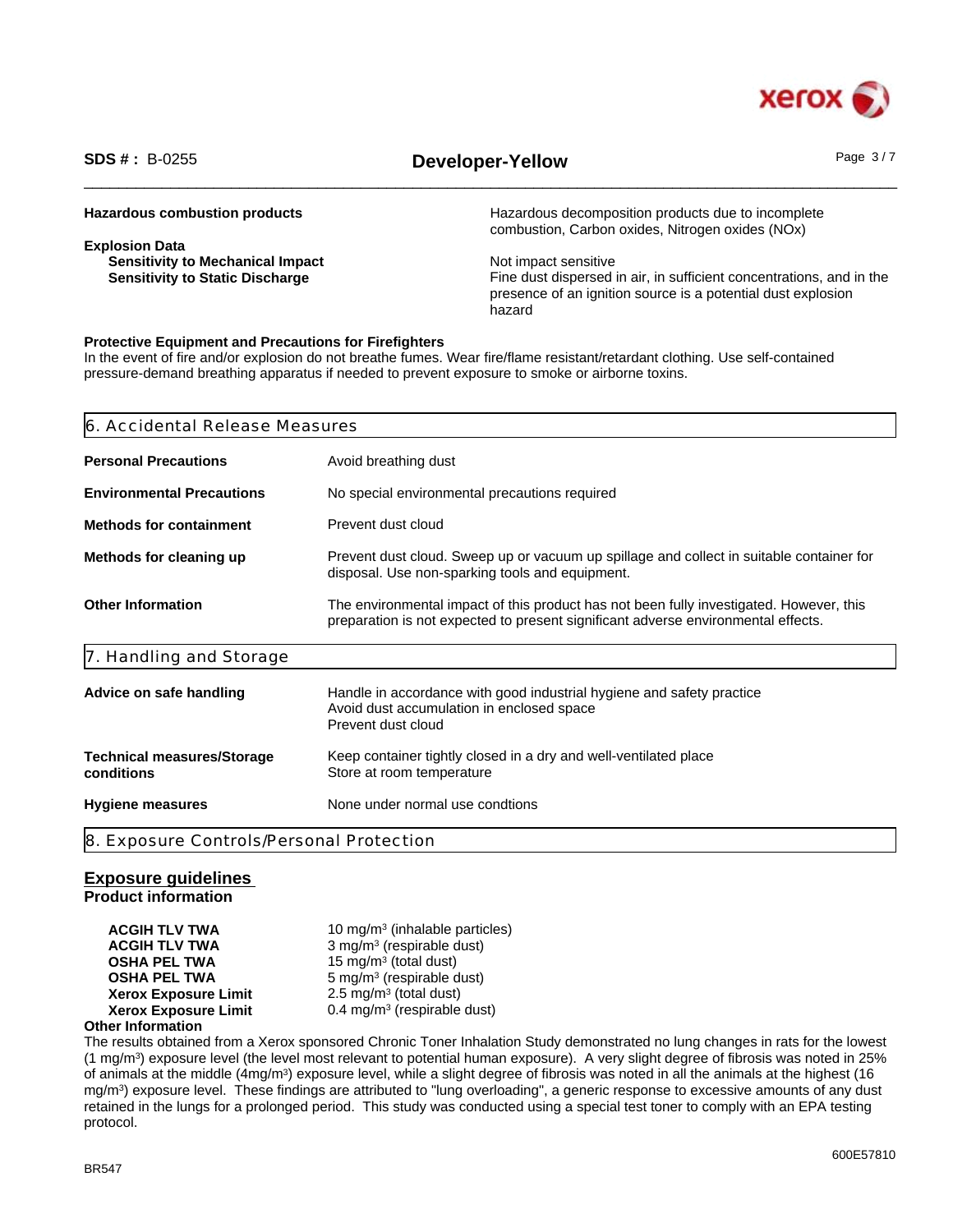| | |
|---|---|
| **Hazardous combustion products** | Hazardous decomposition products due to incomplete combustion, Carbon oxides, Nitrogen oxides (NOx) |
| **Explosion Data** | |
| **Sensitivity to Mechanical Impact** | Not impact sensitive |
| **Sensitivity to Static Discharge** | Fine dust dispersed in air, in sufficient concentrations, and in the presence of an ignition source is a potential dust explosion hazard |

**Protective Equipment and Precautions for Firefighters**

In the event of fire and/or explosion do not breathe fumes. Wear fire/flame resistant/retardant clothing. Use self-contained pressure-demand breathing apparatus if needed to prevent exposure to smoke or airborne toxins.

## 6. Accidental Release Measures

| | |
|---|---|
| **Personal Precautions** | Avoid breathing dust |
| **Environmental Precautions** | No special environmental precautions required |
| **Methods for containment** | Prevent dust cloud |
| **Methods for cleaning up** | Prevent dust cloud. Sweep up or vacuum up spillage and collect in suitable container for disposal. Use non-sparking tools and equipment. |
| **Other Information** | The environmental impact of this product has not been fully investigated. However, this preparation is not expected to present significant adverse environmental effects. |

## 7. Handling and Storage

| | |
|---|---|
| **Advice on safe handling** | Handle in accordance with good industrial hygiene and safety practice<br>Avoid dust accumulation in enclosed space<br>Prevent dust cloud |
| **Technical measures/Storage conditions** | Keep container tightly closed in a dry and well-ventilated place<br>Store at room temperature |
| **Hygiene measures** | None under normal use condtions |

## 8. Exposure Controls/Personal Protection

### Exposure guidelines

**Product information**

| | |
|---|---|
| **ACGIH TLV TWA** | 10 mg/m³ (inhalable particles) |
| **ACGIH TLV TWA** | 3 mg/m³ (respirable dust) |
| **OSHA PEL TWA** | 15 mg/m³ (total dust) |
| **OSHA PEL TWA** | 5 mg/m³ (respirable dust) |
| **Xerox Exposure Limit** | 2.5 mg/m³ (total dust) |
| **Xerox Exposure Limit** | 0.4 mg/m³ (respirable dust) |

**Other Information**

The results obtained from a Xerox sponsored Chronic Toner Inhalation Study demonstrated no lung changes in rats for the lowest (1 mg/m³) exposure level (the level most relevant to potential human exposure). A very slight degree of fibrosis was noted in 25% of animals at the middle (4mg/m³) exposure level, while a slight degree of fibrosis was noted in all the animals at the highest (16 mg/m³) exposure level. These findings are attributed to "lung overloading", a generic response to excessive amounts of any dust retained in the lungs for a prolonged period. This study was conducted using a special test toner to comply with an EPA testing protocol.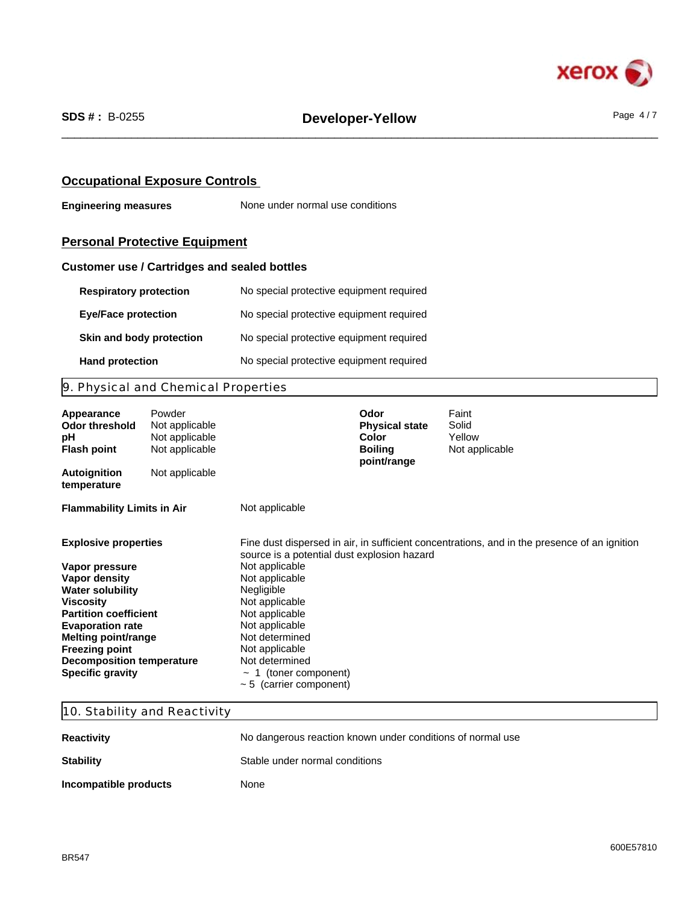## Occupational Exposure Controls

**Engineering measures** None under normal use conditions

## Personal Protective Equipment

### Customer use / Cartridges and sealed bottles

| | |
|---|---|
| **Respiratory protection** | No special protective equipment required |
| **Eye/Face protection** | No special protective equipment required |
| **Skin and body protection** | No special protective equipment required |
| **Hand protection** | No special protective equipment required |

## 9. Physical and Chemical Properties

| | | | |
|---|---|---|---|
| **Appearance** | Powder | **Odor** | Faint |
| **Odor threshold** | Not applicable | **Physical state** | Solid |
| **pH** | Not applicable | **Color** | Yellow |
| **Flash point** | Not applicable | **Boiling point/range** | Not applicable |
| **Autoignition temperature** | Not applicable | | |

| | |
|---|---|
| **Flammability Limits in Air** | Not applicable |
| **Explosive properties** | Fine dust dispersed in air, in sufficient concentrations, and in the presence of an ignition source is a potential dust explosion hazard |
| **Vapor pressure** | Not applicable |
| **Vapor density** | Not applicable |
| **Water solubility** | Negligible |
| **Viscosity** | Not applicable |
| **Partition coefficient** | Not applicable |
| **Evaporation rate** | Not applicable |
| **Melting point/range** | Not determined |
| **Freezing point** | Not applicable |
| **Decomposition temperature** | Not determined |
| **Specific gravity** | ~ 1 (toner component)<br>~ 5 (carrier component) |

## 10. Stability and Reactivity

| | |
|---|---|
| **Reactivity** | No dangerous reaction known under conditions of normal use |
| **Stability** | Stable under normal conditions |
| **Incompatible products** | None |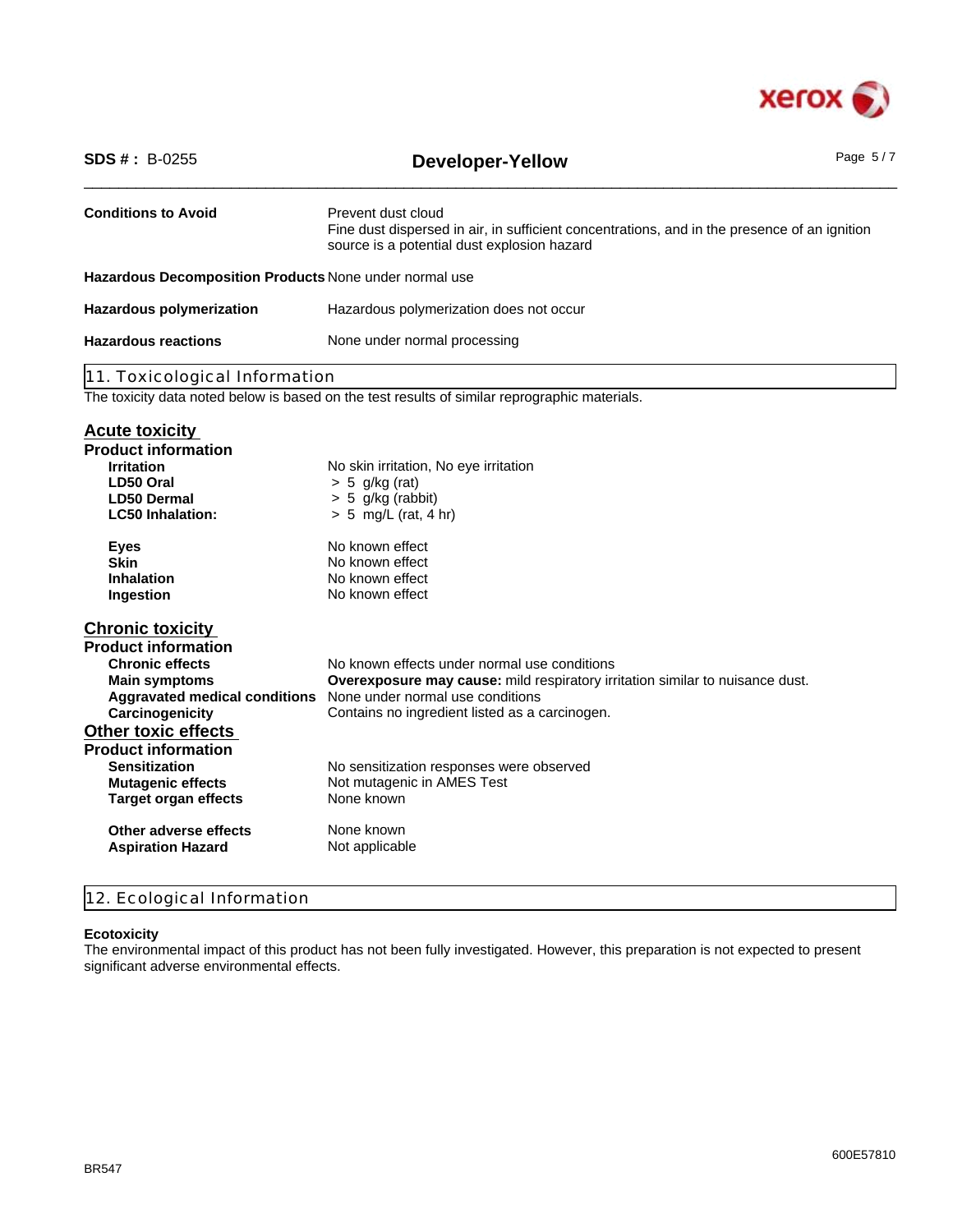**Conditions to Avoid** Prevent dust cloud
Fine dust dispersed in air, in sufficient concentrations, and in the presence of an ignition source is a potential dust explosion hazard

**Hazardous Decomposition Products** None under normal use

**Hazardous polymerization** Hazardous polymerization does not occur

**Hazardous reactions** None under normal processing

## 11. Toxicological Information

The toxicity data noted below is based on the test results of similar reprographic materials.

### Acute toxicity

**Product information**

| | |
|---|---|
| **Irritation** | No skin irritation, No eye irritation |
| **LD50 Oral** | > 5 g/kg (rat) |
| **LD50 Dermal** | > 5 g/kg (rabbit) |
| **LC50 Inhalation:** | > 5 mg/L (rat, 4 hr) |
| **Eyes** | No known effect |
| **Skin** | No known effect |
| **Inhalation** | No known effect |
| **Ingestion** | No known effect |

### Chronic toxicity

**Product information**

| | |
|---|---|
| **Chronic effects** | No known effects under normal use conditions |
| **Main symptoms** | **Overexposure may cause:** mild respiratory irritation similar to nuisance dust. |
| **Aggravated medical conditions** | None under normal use conditions |
| **Carcinogenicity** | Contains no ingredient listed as a carcinogen. |

### Other toxic effects

**Product information**

| | |
|---|---|
| **Sensitization** | No sensitization responses were observed |
| **Mutagenic effects** | Not mutagenic in AMES Test |
| **Target organ effects** | None known |
| **Other adverse effects** | None known |
| **Aspiration Hazard** | Not applicable |

## 12. Ecological Information

**Ecotoxicity**

The environmental impact of this product has not been fully investigated. However, this preparation is not expected to present significant adverse environmental effects.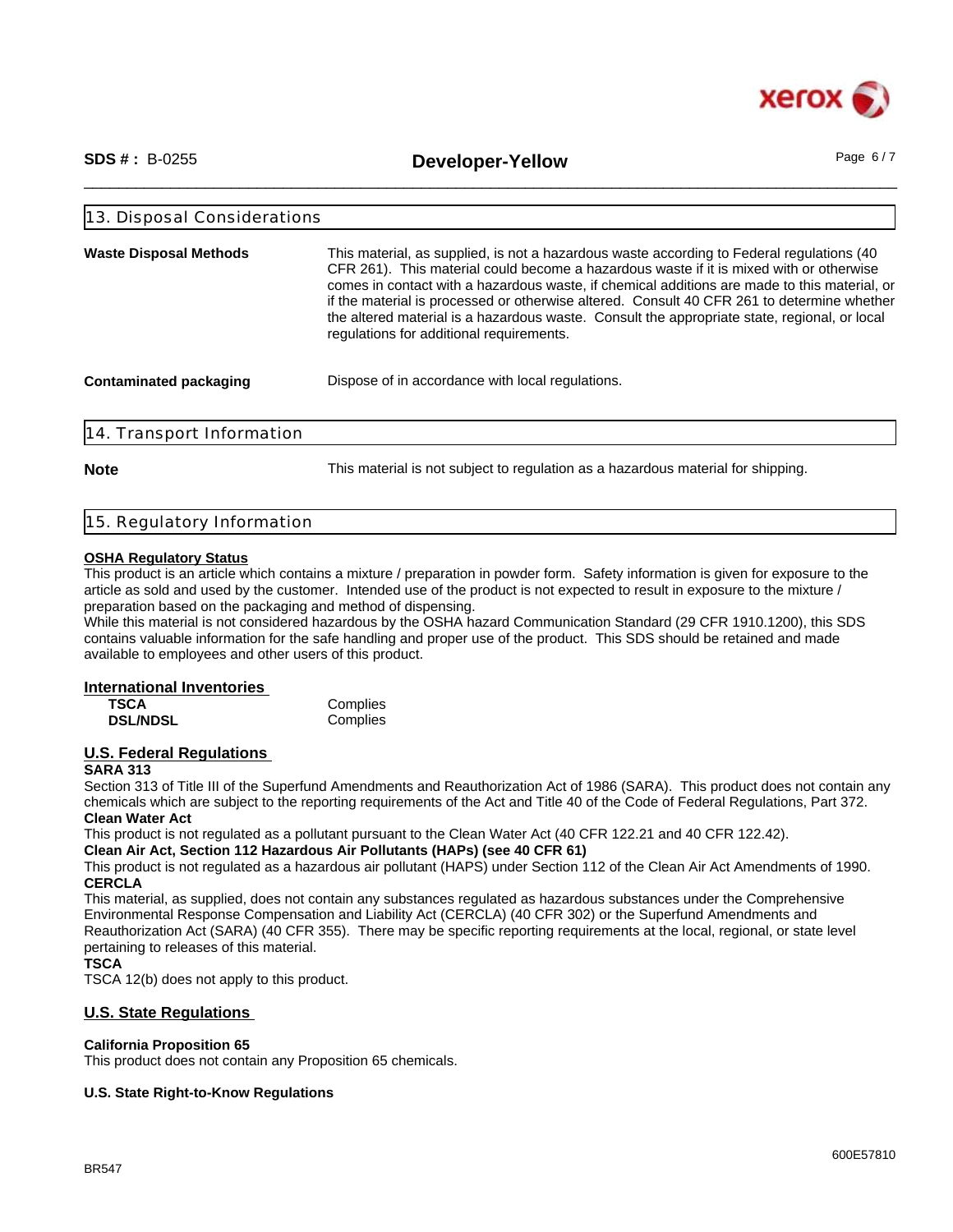## 13. Disposal Considerations

**Waste Disposal Methods**

This material, as supplied, is not a hazardous waste according to Federal regulations (40 CFR 261). This material could become a hazardous waste if it is mixed with or otherwise comes in contact with a hazardous waste, if chemical additions are made to this material, or if the material is processed or otherwise altered. Consult 40 CFR 261 to determine whether the altered material is a hazardous waste. Consult the appropriate state, regional, or local regulations for additional requirements.

**Contaminated packaging**

Dispose of in accordance with local regulations.

## 14. Transport Information

**Note**

This material is not subject to regulation as a hazardous material for shipping.

## 15. Regulatory Information

**OSHA Regulatory Status**

This product is an article which contains a mixture / preparation in powder form. Safety information is given for exposure to the article as sold and used by the customer. Intended use of the product is not expected to result in exposure to the mixture / preparation based on the packaging and method of dispensing.
While this material is not considered hazardous by the OSHA hazard Communication Standard (29 CFR 1910.1200), this SDS contains valuable information for the safe handling and proper use of the product. This SDS should be retained and made available to employees and other users of this product.

### International Inventories

| | |
|---|---|
| **TSCA** | Complies |
| **DSL/NDSL** | Complies |

### U.S. Federal Regulations

**SARA 313**

Section 313 of Title III of the Superfund Amendments and Reauthorization Act of 1986 (SARA). This product does not contain any chemicals which are subject to the reporting requirements of the Act and Title 40 of the Code of Federal Regulations, Part 372.

**Clean Water Act**

This product is not regulated as a pollutant pursuant to the Clean Water Act (40 CFR 122.21 and 40 CFR 122.42).

**Clean Air Act, Section 112 Hazardous Air Pollutants (HAPs) (see 40 CFR 61)**

This product is not regulated as a hazardous air pollutant (HAPS) under Section 112 of the Clean Air Act Amendments of 1990.

**CERCLA**

This material, as supplied, does not contain any substances regulated as hazardous substances under the Comprehensive Environmental Response Compensation and Liability Act (CERCLA) (40 CFR 302) or the Superfund Amendments and Reauthorization Act (SARA) (40 CFR 355). There may be specific reporting requirements at the local, regional, or state level pertaining to releases of this material.

**TSCA**

TSCA 12(b) does not apply to this product.

### U.S. State Regulations

**California Proposition 65**

This product does not contain any Proposition 65 chemicals.

**U.S. State Right-to-Know Regulations**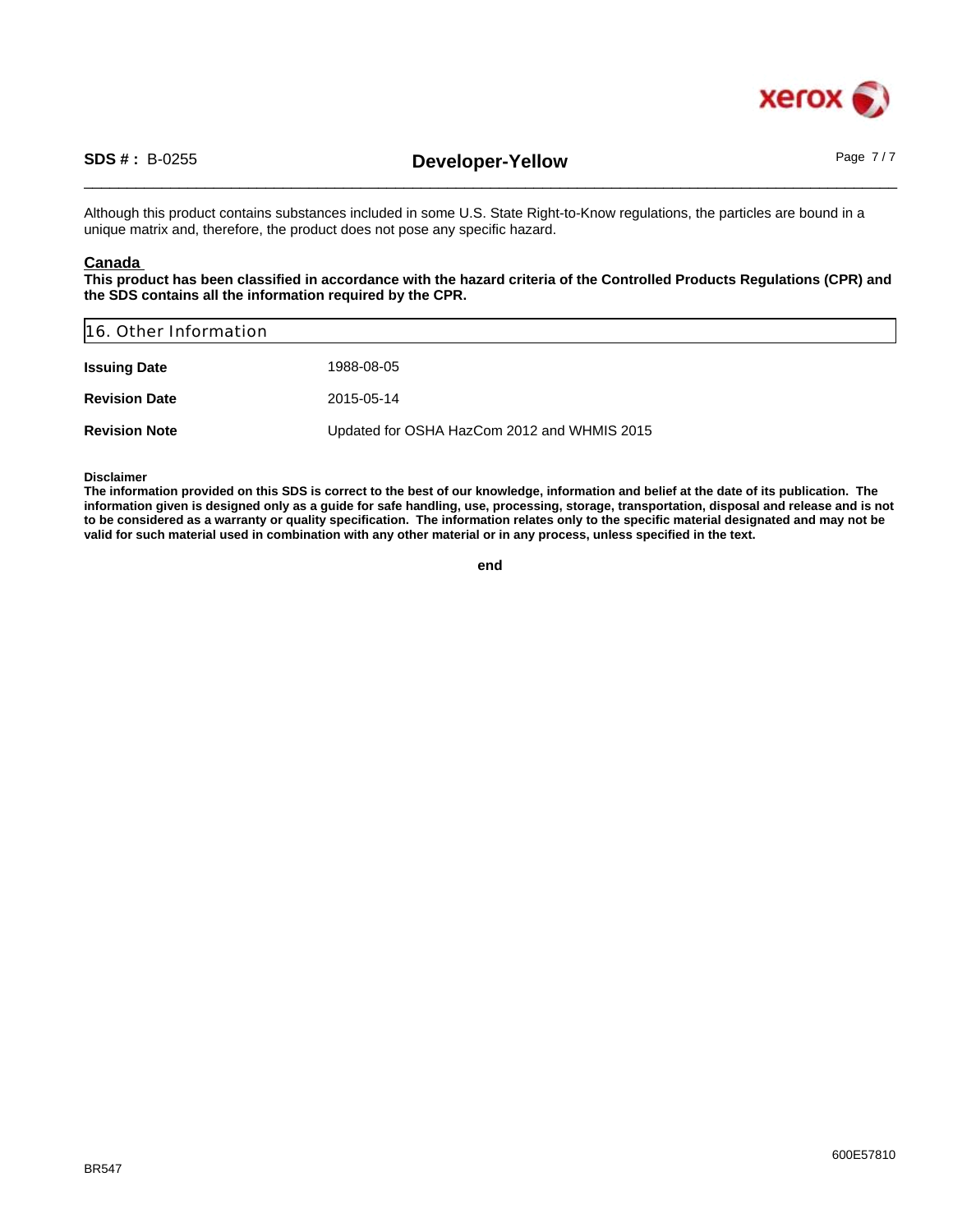Although this product contains substances included in some U.S. State Right-to-Know regulations, the particles are bound in a unique matrix and, therefore, the product does not pose any specific hazard.

**Canada**

**This product has been classified in accordance with the hazard criteria of the Controlled Products Regulations (CPR) and the SDS contains all the information required by the CPR.**

## 16. Other Information

**Issuing Date** 1988-08-05

**Revision Date** 2015-05-14

**Revision Note** Updated for OSHA HazCom 2012 and WHMIS 2015

**Disclaimer**

**The information provided on this SDS is correct to the best of our knowledge, information and belief at the date of its publication. The information given is designed only as a guide for safe handling, use, processing, storage, transportation, disposal and release and is not to be considered as a warranty or quality specification. The information relates only to the specific material designated and may not be valid for such material used in combination with any other material or in any process, unless specified in the text.**

**end**